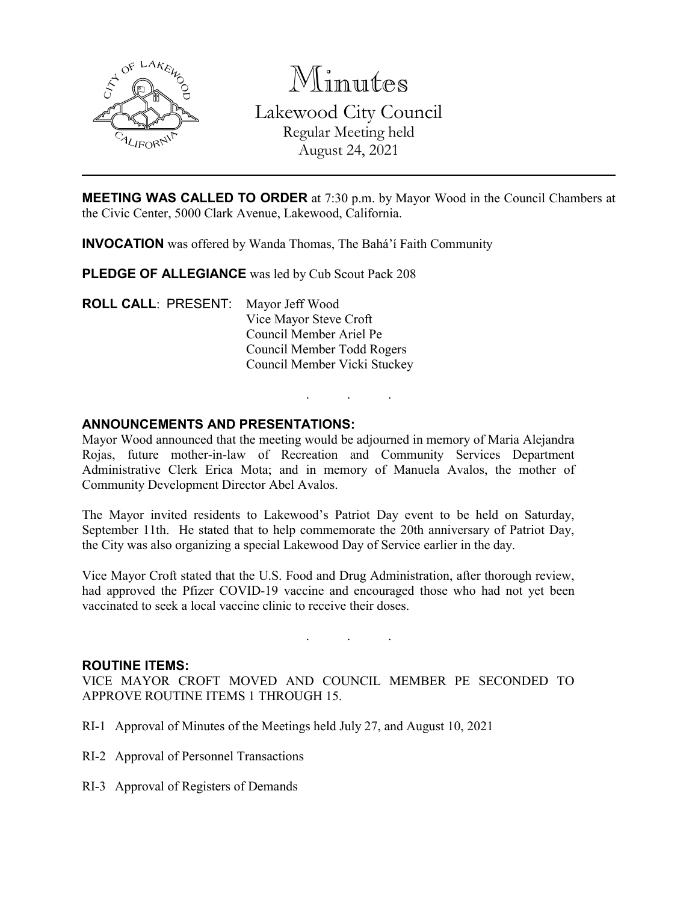# Minutes

## Lakewood City Council

Regular Meeting held
August 24, 2021

**MEETING WAS CALLED TO ORDER** at 7:30 p.m. by Mayor Wood in the Council Chambers at the Civic Center, 5000 Clark Avenue, Lakewood, California.

**INVOCATION** was offered by Wanda Thomas, The Bahá'í Faith Community

**PLEDGE OF ALLEGIANCE** was led by Cub Scout Pack 208

**ROLL CALL**: PRESENT: Mayor Jeff Wood
Vice Mayor Steve Croft
Council Member Ariel Pe
Council Member Todd Rogers
Council Member Vicki Stuckey

. . .

**ANNOUNCEMENTS AND PRESENTATIONS:**

Mayor Wood announced that the meeting would be adjourned in memory of Maria Alejandra Rojas, future mother-in-law of Recreation and Community Services Department Administrative Clerk Erica Mota; and in memory of Manuela Avalos, the mother of Community Development Director Abel Avalos.

The Mayor invited residents to Lakewood's Patriot Day event to be held on Saturday, September 11th. He stated that to help commemorate the 20th anniversary of Patriot Day, the City was also organizing a special Lakewood Day of Service earlier in the day.

Vice Mayor Croft stated that the U.S. Food and Drug Administration, after thorough review, had approved the Pfizer COVID-19 vaccine and encouraged those who had not yet been vaccinated to seek a local vaccine clinic to receive their doses.

. . .

**ROUTINE ITEMS:**

VICE MAYOR CROFT MOVED AND COUNCIL MEMBER PE SECONDED TO APPROVE ROUTINE ITEMS 1 THROUGH 15.

RI-1 Approval of Minutes of the Meetings held July 27, and August 10, 2021

RI-2 Approval of Personnel Transactions

RI-3 Approval of Registers of Demands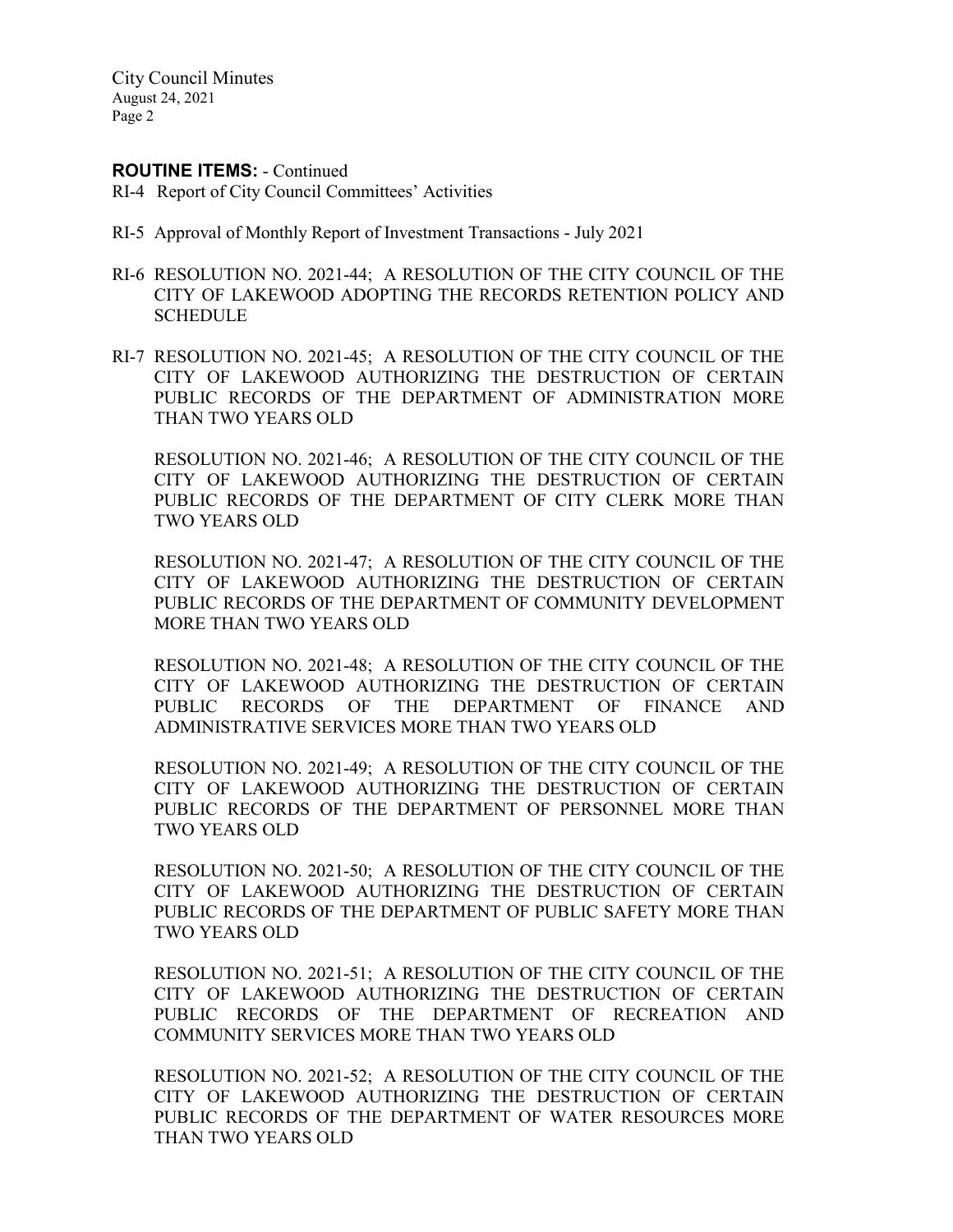**ROUTINE ITEMS:** - Continued

RI-4 Report of City Council Committees' Activities

RI-5 Approval of Monthly Report of Investment Transactions - July 2021

RI-6 RESOLUTION NO. 2021-44; A RESOLUTION OF THE CITY COUNCIL OF THE CITY OF LAKEWOOD ADOPTING THE RECORDS RETENTION POLICY AND SCHEDULE

RI-7 RESOLUTION NO. 2021-45; A RESOLUTION OF THE CITY COUNCIL OF THE CITY OF LAKEWOOD AUTHORIZING THE DESTRUCTION OF CERTAIN PUBLIC RECORDS OF THE DEPARTMENT OF ADMINISTRATION MORE THAN TWO YEARS OLD

RESOLUTION NO. 2021-46; A RESOLUTION OF THE CITY COUNCIL OF THE CITY OF LAKEWOOD AUTHORIZING THE DESTRUCTION OF CERTAIN PUBLIC RECORDS OF THE DEPARTMENT OF CITY CLERK MORE THAN TWO YEARS OLD

RESOLUTION NO. 2021-47; A RESOLUTION OF THE CITY COUNCIL OF THE CITY OF LAKEWOOD AUTHORIZING THE DESTRUCTION OF CERTAIN PUBLIC RECORDS OF THE DEPARTMENT OF COMMUNITY DEVELOPMENT MORE THAN TWO YEARS OLD

RESOLUTION NO. 2021-48; A RESOLUTION OF THE CITY COUNCIL OF THE CITY OF LAKEWOOD AUTHORIZING THE DESTRUCTION OF CERTAIN PUBLIC RECORDS OF THE DEPARTMENT OF FINANCE AND ADMINISTRATIVE SERVICES MORE THAN TWO YEARS OLD

RESOLUTION NO. 2021-49; A RESOLUTION OF THE CITY COUNCIL OF THE CITY OF LAKEWOOD AUTHORIZING THE DESTRUCTION OF CERTAIN PUBLIC RECORDS OF THE DEPARTMENT OF PERSONNEL MORE THAN TWO YEARS OLD

RESOLUTION NO. 2021-50; A RESOLUTION OF THE CITY COUNCIL OF THE CITY OF LAKEWOOD AUTHORIZING THE DESTRUCTION OF CERTAIN PUBLIC RECORDS OF THE DEPARTMENT OF PUBLIC SAFETY MORE THAN TWO YEARS OLD

RESOLUTION NO. 2021-51; A RESOLUTION OF THE CITY COUNCIL OF THE CITY OF LAKEWOOD AUTHORIZING THE DESTRUCTION OF CERTAIN PUBLIC RECORDS OF THE DEPARTMENT OF RECREATION AND COMMUNITY SERVICES MORE THAN TWO YEARS OLD

RESOLUTION NO. 2021-52; A RESOLUTION OF THE CITY COUNCIL OF THE CITY OF LAKEWOOD AUTHORIZING THE DESTRUCTION OF CERTAIN PUBLIC RECORDS OF THE DEPARTMENT OF WATER RESOURCES MORE THAN TWO YEARS OLD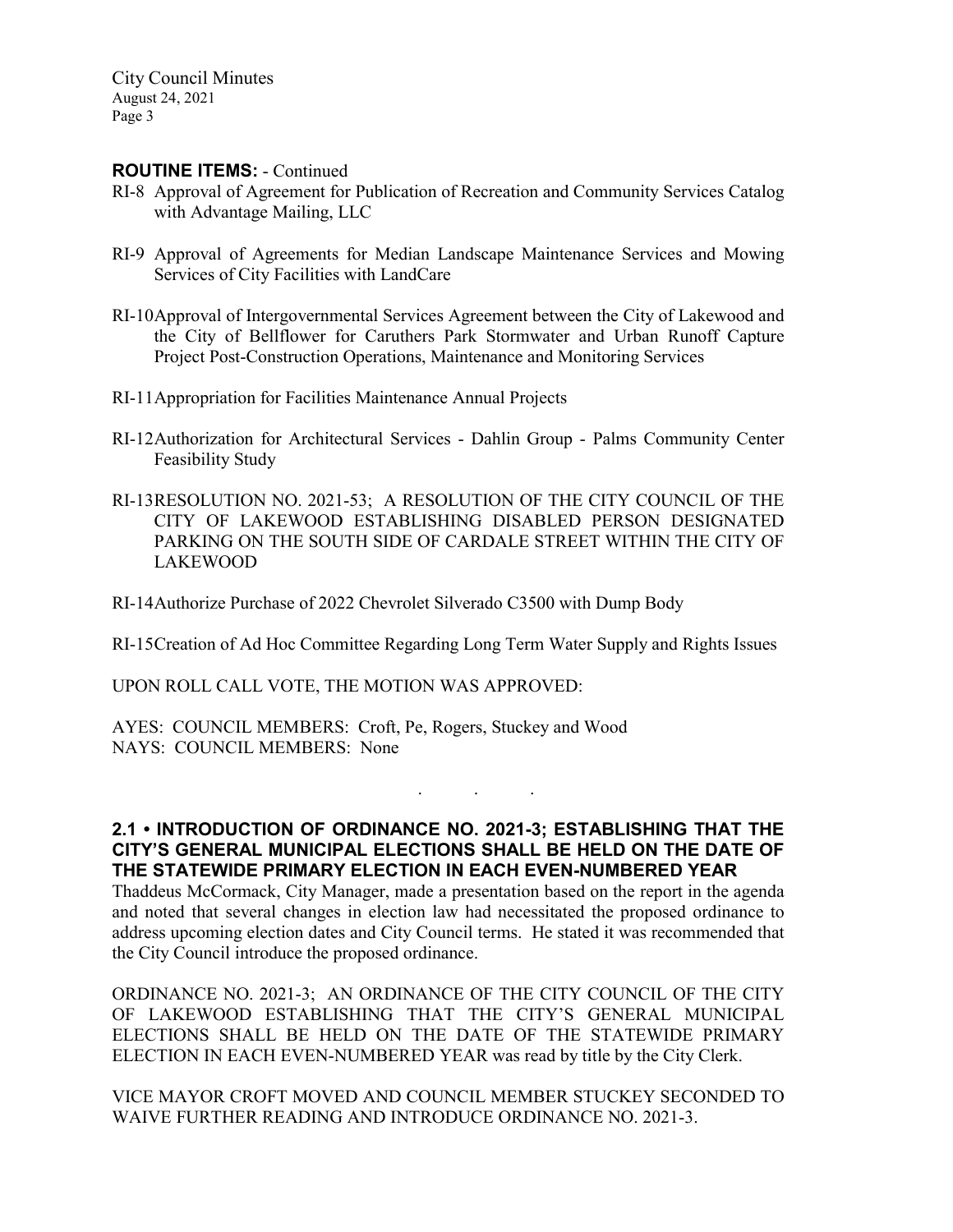**ROUTINE ITEMS:** - Continued

RI-8 Approval of Agreement for Publication of Recreation and Community Services Catalog with Advantage Mailing, LLC

RI-9 Approval of Agreements for Median Landscape Maintenance Services and Mowing Services of City Facilities with LandCare

RI-10 Approval of Intergovernmental Services Agreement between the City of Lakewood and the City of Bellflower for Caruthers Park Stormwater and Urban Runoff Capture Project Post-Construction Operations, Maintenance and Monitoring Services

RI-11 Appropriation for Facilities Maintenance Annual Projects

RI-12 Authorization for Architectural Services - Dahlin Group - Palms Community Center Feasibility Study

RI-13 RESOLUTION NO. 2021-53; A RESOLUTION OF THE CITY COUNCIL OF THE CITY OF LAKEWOOD ESTABLISHING DISABLED PERSON DESIGNATED PARKING ON THE SOUTH SIDE OF CARDALE STREET WITHIN THE CITY OF LAKEWOOD

RI-14 Authorize Purchase of 2022 Chevrolet Silverado C3500 with Dump Body

RI-15 Creation of Ad Hoc Committee Regarding Long Term Water Supply and Rights Issues

UPON ROLL CALL VOTE, THE MOTION WAS APPROVED:

AYES: COUNCIL MEMBERS: Croft, Pe, Rogers, Stuckey and Wood
NAYS: COUNCIL MEMBERS: None

. . .

**2.1 • INTRODUCTION OF ORDINANCE NO. 2021-3; ESTABLISHING THAT THE CITY'S GENERAL MUNICIPAL ELECTIONS SHALL BE HELD ON THE DATE OF THE STATEWIDE PRIMARY ELECTION IN EACH EVEN-NUMBERED YEAR**

Thaddeus McCormack, City Manager, made a presentation based on the report in the agenda and noted that several changes in election law had necessitated the proposed ordinance to address upcoming election dates and City Council terms. He stated it was recommended that the City Council introduce the proposed ordinance.

ORDINANCE NO. 2021-3; AN ORDINANCE OF THE CITY COUNCIL OF THE CITY OF LAKEWOOD ESTABLISHING THAT THE CITY'S GENERAL MUNICIPAL ELECTIONS SHALL BE HELD ON THE DATE OF THE STATEWIDE PRIMARY ELECTION IN EACH EVEN-NUMBERED YEAR was read by title by the City Clerk.

VICE MAYOR CROFT MOVED AND COUNCIL MEMBER STUCKEY SECONDED TO WAIVE FURTHER READING AND INTRODUCE ORDINANCE NO. 2021-3.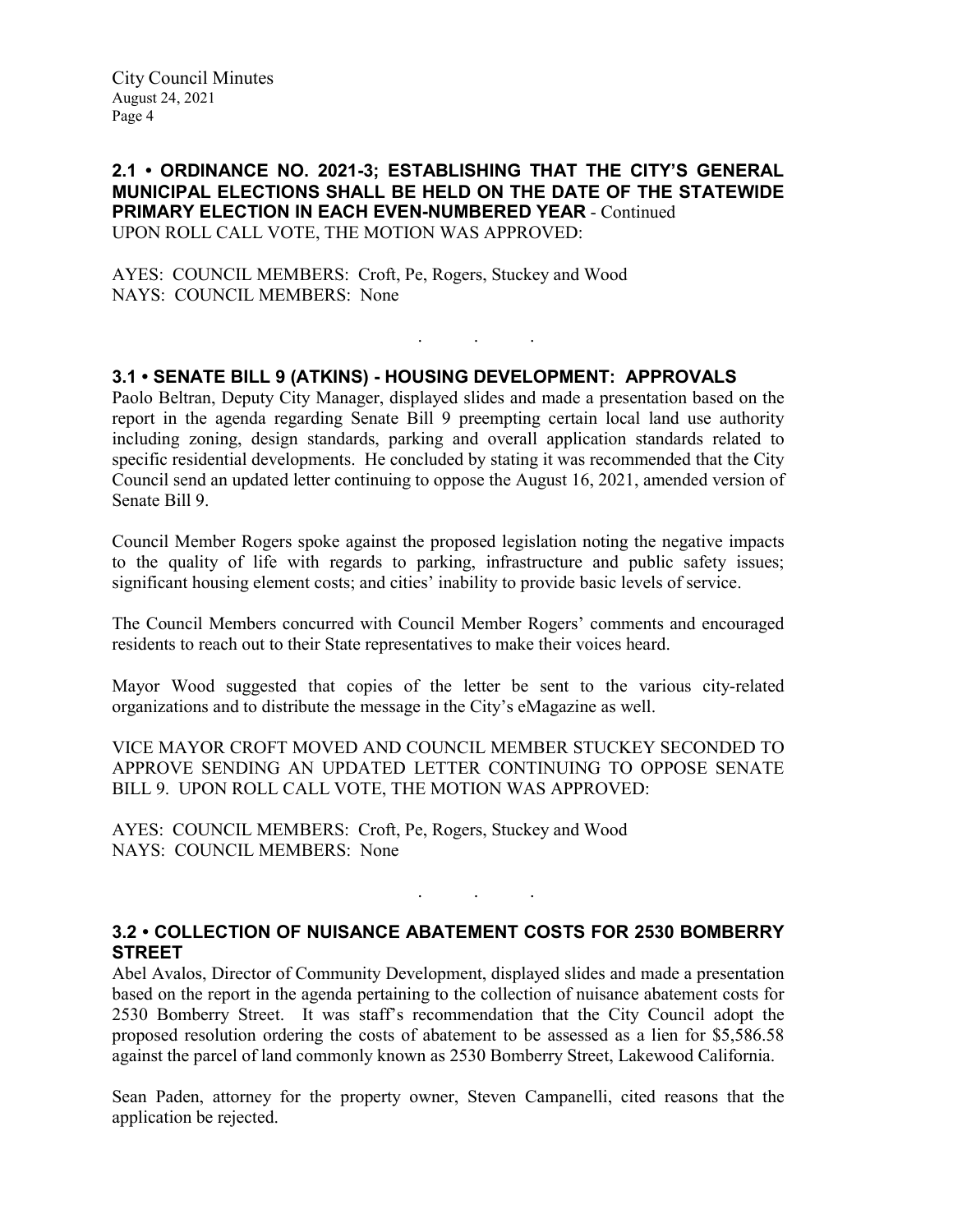## 2.1 • ORDINANCE NO. 2021-3; ESTABLISHING THAT THE CITY'S GENERAL MUNICIPAL ELECTIONS SHALL BE HELD ON THE DATE OF THE STATEWIDE PRIMARY ELECTION IN EACH EVEN-NUMBERED YEAR - Continued

UPON ROLL CALL VOTE, THE MOTION WAS APPROVED:

AYES: COUNCIL MEMBERS: Croft, Pe, Rogers, Stuckey and Wood
NAYS: COUNCIL MEMBERS: None

. . .

## 3.1 • SENATE BILL 9 (ATKINS) - HOUSING DEVELOPMENT: APPROVALS

Paolo Beltran, Deputy City Manager, displayed slides and made a presentation based on the report in the agenda regarding Senate Bill 9 preempting certain local land use authority including zoning, design standards, parking and overall application standards related to specific residential developments. He concluded by stating it was recommended that the City Council send an updated letter continuing to oppose the August 16, 2021, amended version of Senate Bill 9.

Council Member Rogers spoke against the proposed legislation noting the negative impacts to the quality of life with regards to parking, infrastructure and public safety issues; significant housing element costs; and cities' inability to provide basic levels of service.

The Council Members concurred with Council Member Rogers' comments and encouraged residents to reach out to their State representatives to make their voices heard.

Mayor Wood suggested that copies of the letter be sent to the various city-related organizations and to distribute the message in the City's eMagazine as well.

VICE MAYOR CROFT MOVED AND COUNCIL MEMBER STUCKEY SECONDED TO APPROVE SENDING AN UPDATED LETTER CONTINUING TO OPPOSE SENATE BILL 9. UPON ROLL CALL VOTE, THE MOTION WAS APPROVED:

AYES: COUNCIL MEMBERS: Croft, Pe, Rogers, Stuckey and Wood
NAYS: COUNCIL MEMBERS: None

. . .

## 3.2 • COLLECTION OF NUISANCE ABATEMENT COSTS FOR 2530 BOMBERRY STREET

Abel Avalos, Director of Community Development, displayed slides and made a presentation based on the report in the agenda pertaining to the collection of nuisance abatement costs for 2530 Bomberry Street. It was staff's recommendation that the City Council adopt the proposed resolution ordering the costs of abatement to be assessed as a lien for $5,586.58 against the parcel of land commonly known as 2530 Bomberry Street, Lakewood California.

Sean Paden, attorney for the property owner, Steven Campanelli, cited reasons that the application be rejected.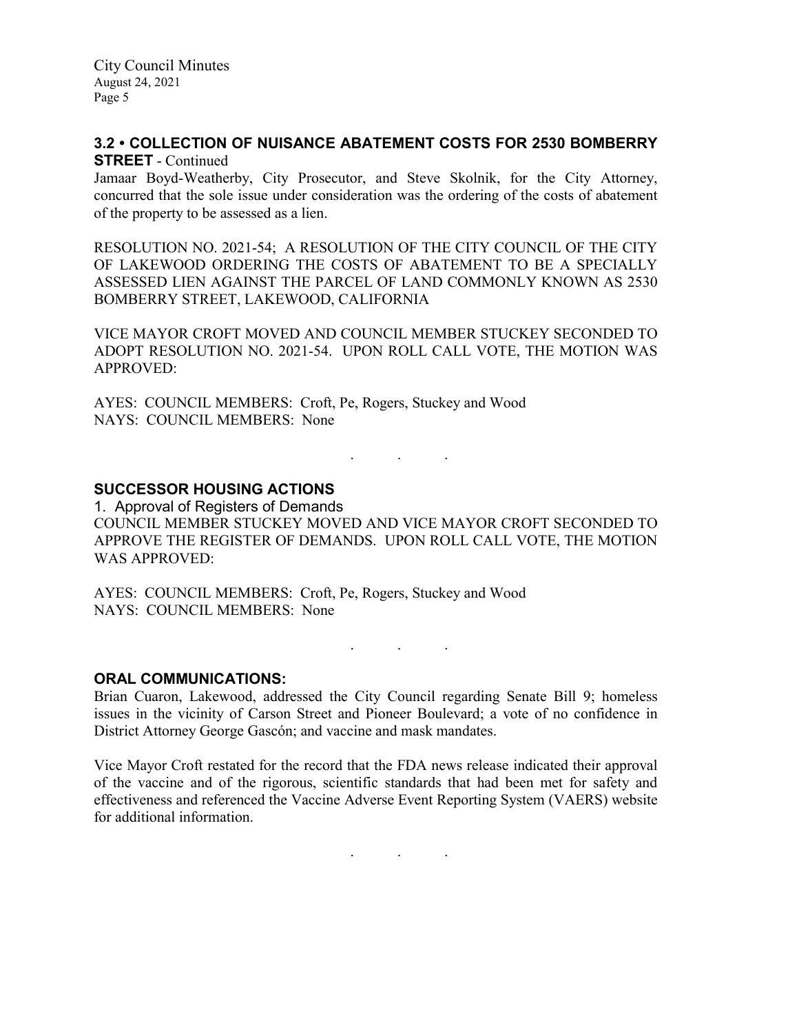### 3.2 • COLLECTION OF NUISANCE ABATEMENT COSTS FOR 2530 BOMBERRY STREET - Continued

Jamaar Boyd-Weatherby, City Prosecutor, and Steve Skolnik, for the City Attorney, concurred that the sole issue under consideration was the ordering of the costs of abatement of the property to be assessed as a lien.

RESOLUTION NO. 2021-54; A RESOLUTION OF THE CITY COUNCIL OF THE CITY OF LAKEWOOD ORDERING THE COSTS OF ABATEMENT TO BE A SPECIALLY ASSESSED LIEN AGAINST THE PARCEL OF LAND COMMONLY KNOWN AS 2530 BOMBERRY STREET, LAKEWOOD, CALIFORNIA

VICE MAYOR CROFT MOVED AND COUNCIL MEMBER STUCKEY SECONDED TO ADOPT RESOLUTION NO. 2021-54. UPON ROLL CALL VOTE, THE MOTION WAS APPROVED:

AYES: COUNCIL MEMBERS: Croft, Pe, Rogers, Stuckey and Wood
NAYS: COUNCIL MEMBERS: None

. . .

### SUCCESSOR HOUSING ACTIONS

1. Approval of Registers of Demands

COUNCIL MEMBER STUCKEY MOVED AND VICE MAYOR CROFT SECONDED TO APPROVE THE REGISTER OF DEMANDS. UPON ROLL CALL VOTE, THE MOTION WAS APPROVED:

AYES: COUNCIL MEMBERS: Croft, Pe, Rogers, Stuckey and Wood
NAYS: COUNCIL MEMBERS: None

. . .

### ORAL COMMUNICATIONS:

Brian Cuaron, Lakewood, addressed the City Council regarding Senate Bill 9; homeless issues in the vicinity of Carson Street and Pioneer Boulevard; a vote of no confidence in District Attorney George Gascón; and vaccine and mask mandates.

Vice Mayor Croft restated for the record that the FDA news release indicated their approval of the vaccine and of the rigorous, scientific standards that had been met for safety and effectiveness and referenced the Vaccine Adverse Event Reporting System (VAERS) website for additional information.

. . .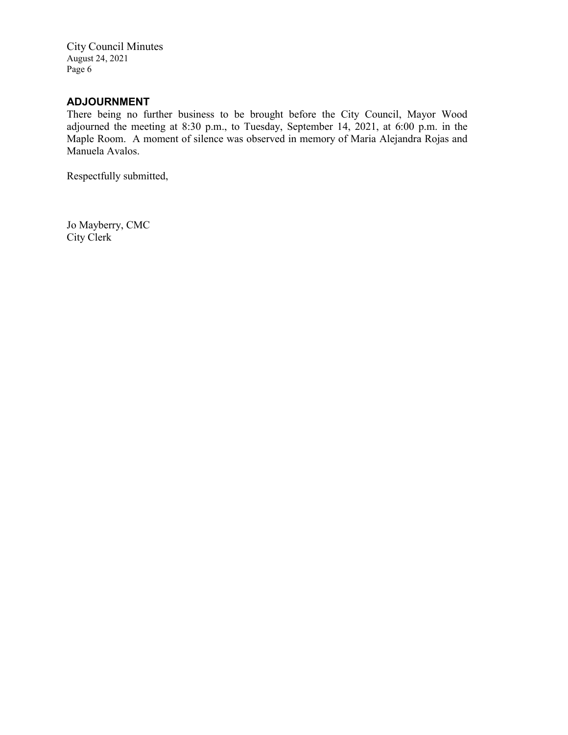## ADJOURNMENT

There being no further business to be brought before the City Council, Mayor Wood adjourned the meeting at 8:30 p.m., to Tuesday, September 14, 2021, at 6:00 p.m. in the Maple Room. A moment of silence was observed in memory of Maria Alejandra Rojas and Manuela Avalos.

Respectfully submitted,

Jo Mayberry, CMC
City Clerk